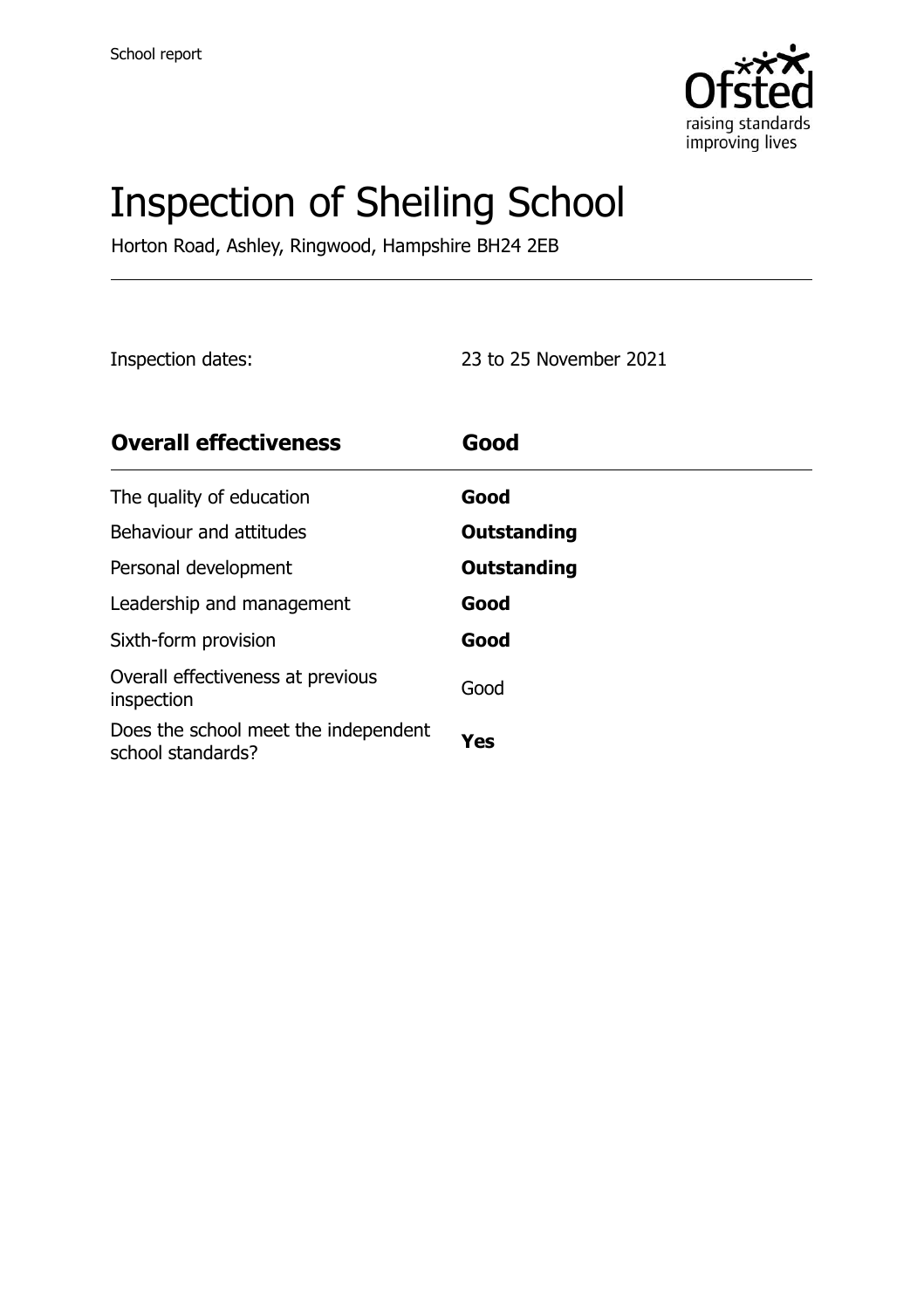School report

# Inspection of Sheiling School

Horton Road, Ashley, Ringwood, Hampshire BH24 2EB

Inspection dates: 23 to 25 November 2021

| **Overall effectiveness** | **Good** |
| --- | --- |
| The quality of education | **Good** |
| Behaviour and attitudes | **Outstanding** |
| Personal development | **Outstanding** |
| Leadership and management | **Good** |
| Sixth-form provision | **Good** |
| Overall effectiveness at previous inspection | Good |
| Does the school meet the independent school standards? | **Yes** |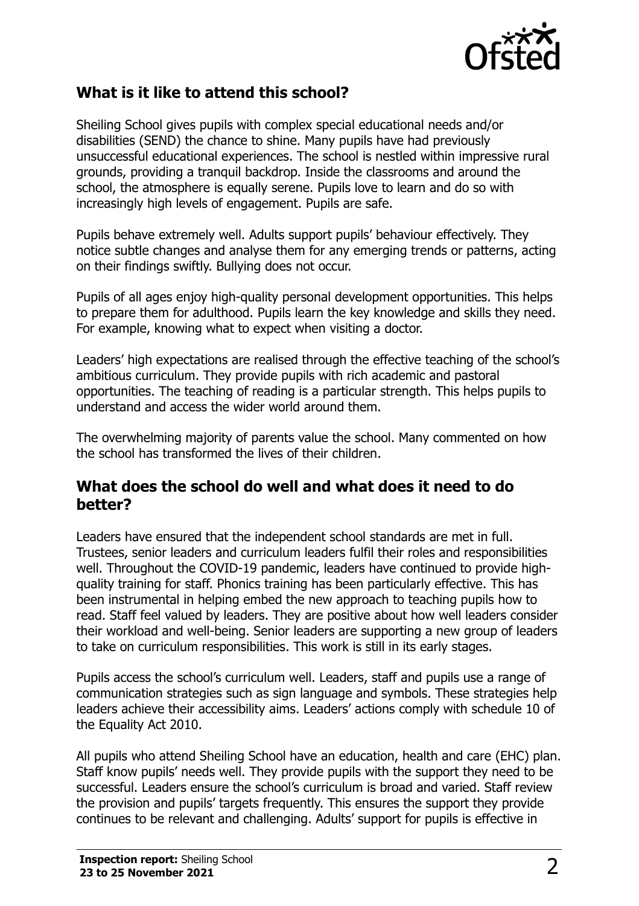## What is it like to attend this school?

Sheiling School gives pupils with complex special educational needs and/or disabilities (SEND) the chance to shine. Many pupils have had previously unsuccessful educational experiences. The school is nestled within impressive rural grounds, providing a tranquil backdrop. Inside the classrooms and around the school, the atmosphere is equally serene. Pupils love to learn and do so with increasingly high levels of engagement. Pupils are safe.

Pupils behave extremely well. Adults support pupils' behaviour effectively. They notice subtle changes and analyse them for any emerging trends or patterns, acting on their findings swiftly. Bullying does not occur.

Pupils of all ages enjoy high-quality personal development opportunities. This helps to prepare them for adulthood. Pupils learn the key knowledge and skills they need. For example, knowing what to expect when visiting a doctor.

Leaders' high expectations are realised through the effective teaching of the school's ambitious curriculum. They provide pupils with rich academic and pastoral opportunities. The teaching of reading is a particular strength. This helps pupils to understand and access the wider world around them.

The overwhelming majority of parents value the school. Many commented on how the school has transformed the lives of their children.

## What does the school do well and what does it need to do better?

Leaders have ensured that the independent school standards are met in full. Trustees, senior leaders and curriculum leaders fulfil their roles and responsibilities well. Throughout the COVID-19 pandemic, leaders have continued to provide high-quality training for staff. Phonics training has been particularly effective. This has been instrumental in helping embed the new approach to teaching pupils how to read. Staff feel valued by leaders. They are positive about how well leaders consider their workload and well-being. Senior leaders are supporting a new group of leaders to take on curriculum responsibilities. This work is still in its early stages.

Pupils access the school's curriculum well. Leaders, staff and pupils use a range of communication strategies such as sign language and symbols. These strategies help leaders achieve their accessibility aims. Leaders' actions comply with schedule 10 of the Equality Act 2010.

All pupils who attend Sheiling School have an education, health and care (EHC) plan. Staff know pupils' needs well. They provide pupils with the support they need to be successful. Leaders ensure the school's curriculum is broad and varied. Staff review the provision and pupils' targets frequently. This ensures the support they provide continues to be relevant and challenging. Adults' support for pupils is effective in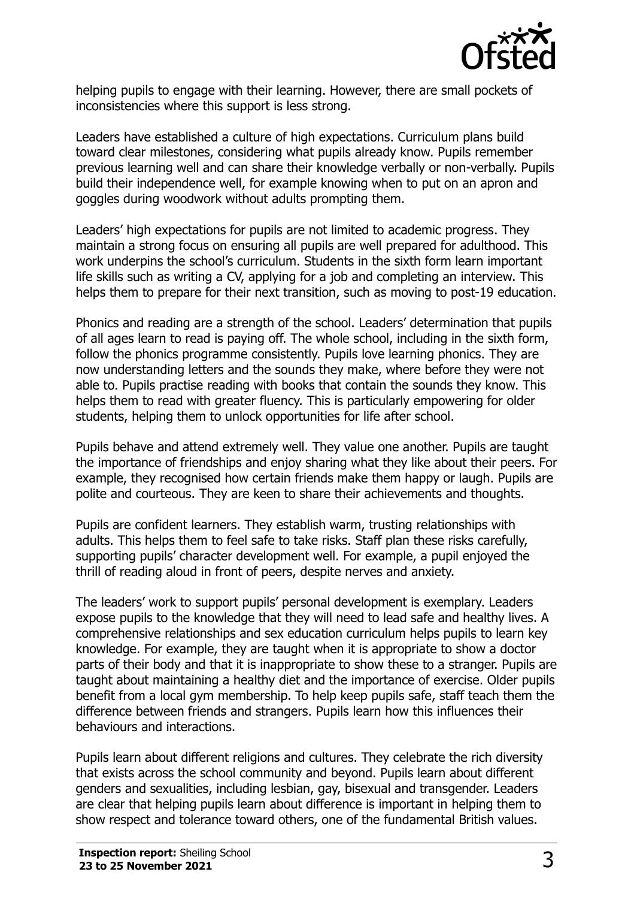helping pupils to engage with their learning. However, there are small pockets of inconsistencies where this support is less strong.

Leaders have established a culture of high expectations. Curriculum plans build toward clear milestones, considering what pupils already know. Pupils remember previous learning well and can share their knowledge verbally or non-verbally. Pupils build their independence well, for example knowing when to put on an apron and goggles during woodwork without adults prompting them.

Leaders' high expectations for pupils are not limited to academic progress. They maintain a strong focus on ensuring all pupils are well prepared for adulthood. This work underpins the school's curriculum. Students in the sixth form learn important life skills such as writing a CV, applying for a job and completing an interview. This helps them to prepare for their next transition, such as moving to post-19 education.

Phonics and reading are a strength of the school. Leaders' determination that pupils of all ages learn to read is paying off. The whole school, including in the sixth form, follow the phonics programme consistently. Pupils love learning phonics. They are now understanding letters and the sounds they make, where before they were not able to. Pupils practise reading with books that contain the sounds they know. This helps them to read with greater fluency. This is particularly empowering for older students, helping them to unlock opportunities for life after school.

Pupils behave and attend extremely well. They value one another. Pupils are taught the importance of friendships and enjoy sharing what they like about their peers. For example, they recognised how certain friends make them happy or laugh. Pupils are polite and courteous. They are keen to share their achievements and thoughts.

Pupils are confident learners. They establish warm, trusting relationships with adults. This helps them to feel safe to take risks. Staff plan these risks carefully, supporting pupils' character development well. For example, a pupil enjoyed the thrill of reading aloud in front of peers, despite nerves and anxiety.

The leaders' work to support pupils' personal development is exemplary. Leaders expose pupils to the knowledge that they will need to lead safe and healthy lives. A comprehensive relationships and sex education curriculum helps pupils to learn key knowledge. For example, they are taught when it is appropriate to show a doctor parts of their body and that it is inappropriate to show these to a stranger. Pupils are taught about maintaining a healthy diet and the importance of exercise. Older pupils benefit from a local gym membership. To help keep pupils safe, staff teach them the difference between friends and strangers. Pupils learn how this influences their behaviours and interactions.

Pupils learn about different religions and cultures. They celebrate the rich diversity that exists across the school community and beyond. Pupils learn about different genders and sexualities, including lesbian, gay, bisexual and transgender. Leaders are clear that helping pupils learn about difference is important in helping them to show respect and tolerance toward others, one of the fundamental British values.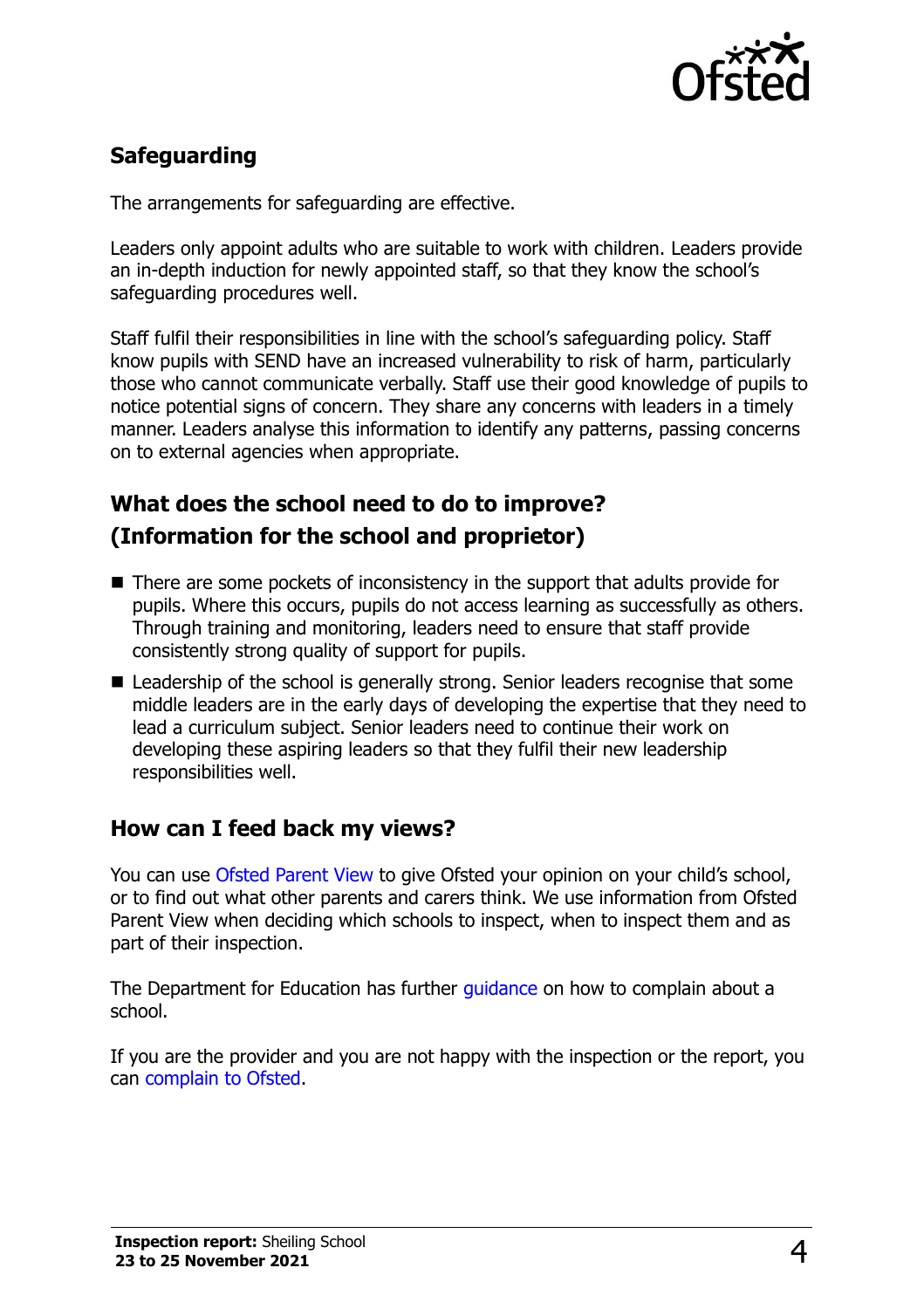## Safeguarding

The arrangements for safeguarding are effective.

Leaders only appoint adults who are suitable to work with children. Leaders provide an in-depth induction for newly appointed staff, so that they know the school's safeguarding procedures well.

Staff fulfil their responsibilities in line with the school's safeguarding policy. Staff know pupils with SEND have an increased vulnerability to risk of harm, particularly those who cannot communicate verbally. Staff use their good knowledge of pupils to notice potential signs of concern. They share any concerns with leaders in a timely manner. Leaders analyse this information to identify any patterns, passing concerns on to external agencies when appropriate.

## What does the school need to do to improve? (Information for the school and proprietor)

- There are some pockets of inconsistency in the support that adults provide for pupils. Where this occurs, pupils do not access learning as successfully as others. Through training and monitoring, leaders need to ensure that staff provide consistently strong quality of support for pupils.
- Leadership of the school is generally strong. Senior leaders recognise that some middle leaders are in the early days of developing the expertise that they need to lead a curriculum subject. Senior leaders need to continue their work on developing these aspiring leaders so that they fulfil their new leadership responsibilities well.

## How can I feed back my views?

You can use Ofsted Parent View to give Ofsted your opinion on your child's school, or to find out what other parents and carers think. We use information from Ofsted Parent View when deciding which schools to inspect, when to inspect them and as part of their inspection.

The Department for Education has further guidance on how to complain about a school.

If you are the provider and you are not happy with the inspection or the report, you can complain to Ofsted.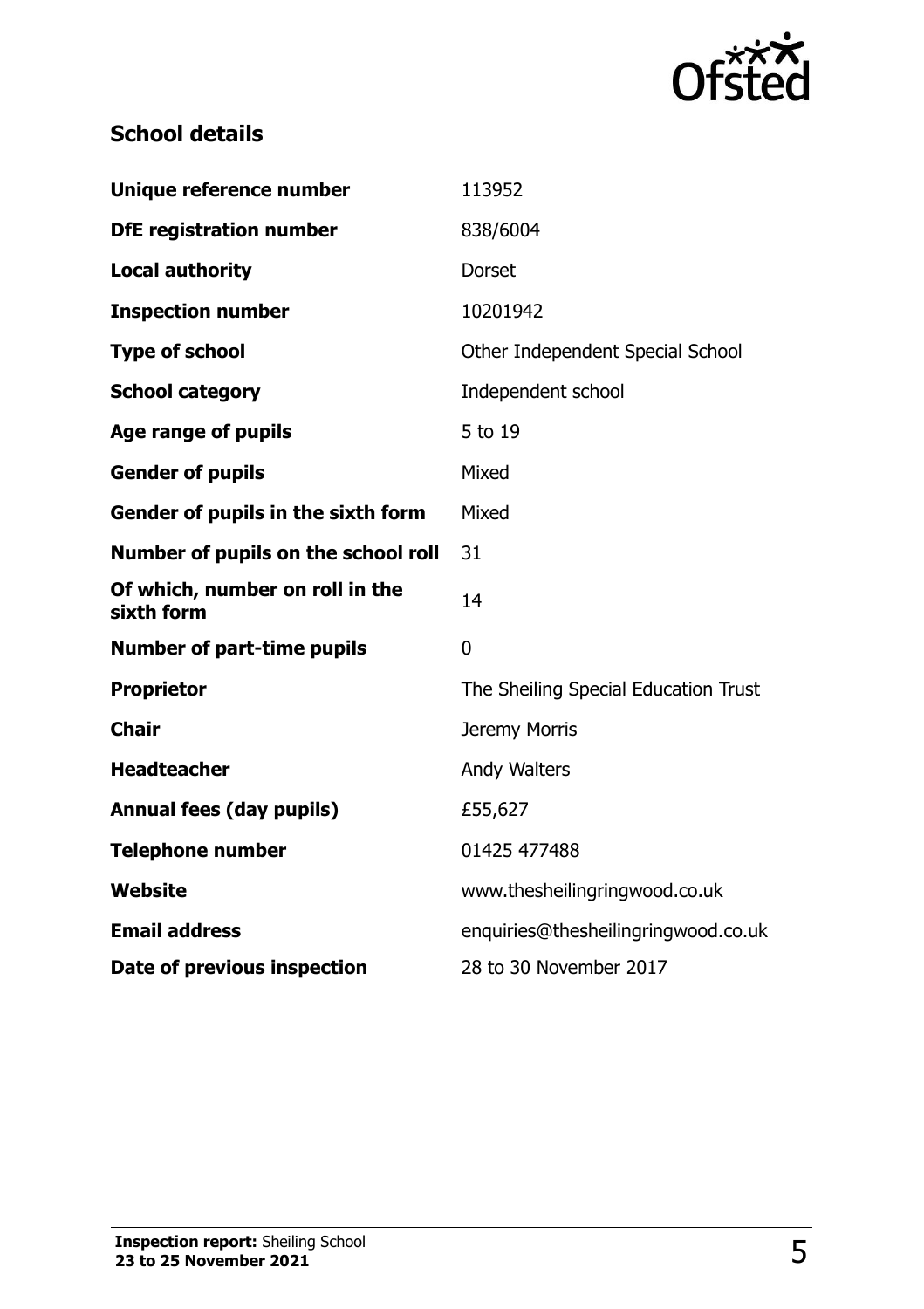## School details

| | |
|---|---|
| **Unique reference number** | 113952 |
| **DfE registration number** | 838/6004 |
| **Local authority** | Dorset |
| **Inspection number** | 10201942 |
| **Type of school** | Other Independent Special School |
| **School category** | Independent school |
| **Age range of pupils** | 5 to 19 |
| **Gender of pupils** | Mixed |
| **Gender of pupils in the sixth form** | Mixed |
| **Number of pupils on the school roll** | 31 |
| **Of which, number on roll in the sixth form** | 14 |
| **Number of part-time pupils** | 0 |
| **Proprietor** | The Sheiling Special Education Trust |
| **Chair** | Jeremy Morris |
| **Headteacher** | Andy Walters |
| **Annual fees (day pupils)** | £55,627 |
| **Telephone number** | 01425 477488 |
| **Website** | www.thesheilingringwood.co.uk |
| **Email address** | enquiries@thesheilingringwood.co.uk |
| **Date of previous inspection** | 28 to 30 November 2017 |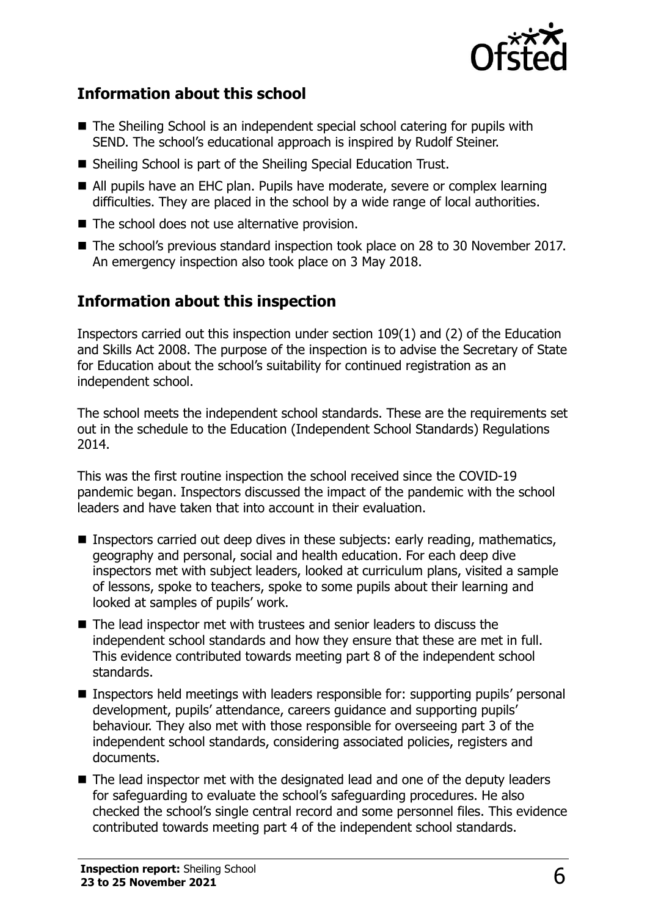## Information about this school

- The Sheiling School is an independent special school catering for pupils with SEND. The school's educational approach is inspired by Rudolf Steiner.
- Sheiling School is part of the Sheiling Special Education Trust.
- All pupils have an EHC plan. Pupils have moderate, severe or complex learning difficulties. They are placed in the school by a wide range of local authorities.
- The school does not use alternative provision.
- The school's previous standard inspection took place on 28 to 30 November 2017. An emergency inspection also took place on 3 May 2018.

## Information about this inspection

Inspectors carried out this inspection under section 109(1) and (2) of the Education and Skills Act 2008. The purpose of the inspection is to advise the Secretary of State for Education about the school's suitability for continued registration as an independent school.

The school meets the independent school standards. These are the requirements set out in the schedule to the Education (Independent School Standards) Regulations 2014.

This was the first routine inspection the school received since the COVID-19 pandemic began. Inspectors discussed the impact of the pandemic with the school leaders and have taken that into account in their evaluation.

- Inspectors carried out deep dives in these subjects: early reading, mathematics, geography and personal, social and health education. For each deep dive inspectors met with subject leaders, looked at curriculum plans, visited a sample of lessons, spoke to teachers, spoke to some pupils about their learning and looked at samples of pupils' work.
- The lead inspector met with trustees and senior leaders to discuss the independent school standards and how they ensure that these are met in full. This evidence contributed towards meeting part 8 of the independent school standards.
- Inspectors held meetings with leaders responsible for: supporting pupils' personal development, pupils' attendance, careers guidance and supporting pupils' behaviour. They also met with those responsible for overseeing part 3 of the independent school standards, considering associated policies, registers and documents.
- The lead inspector met with the designated lead and one of the deputy leaders for safeguarding to evaluate the school's safeguarding procedures. He also checked the school's single central record and some personnel files. This evidence contributed towards meeting part 4 of the independent school standards.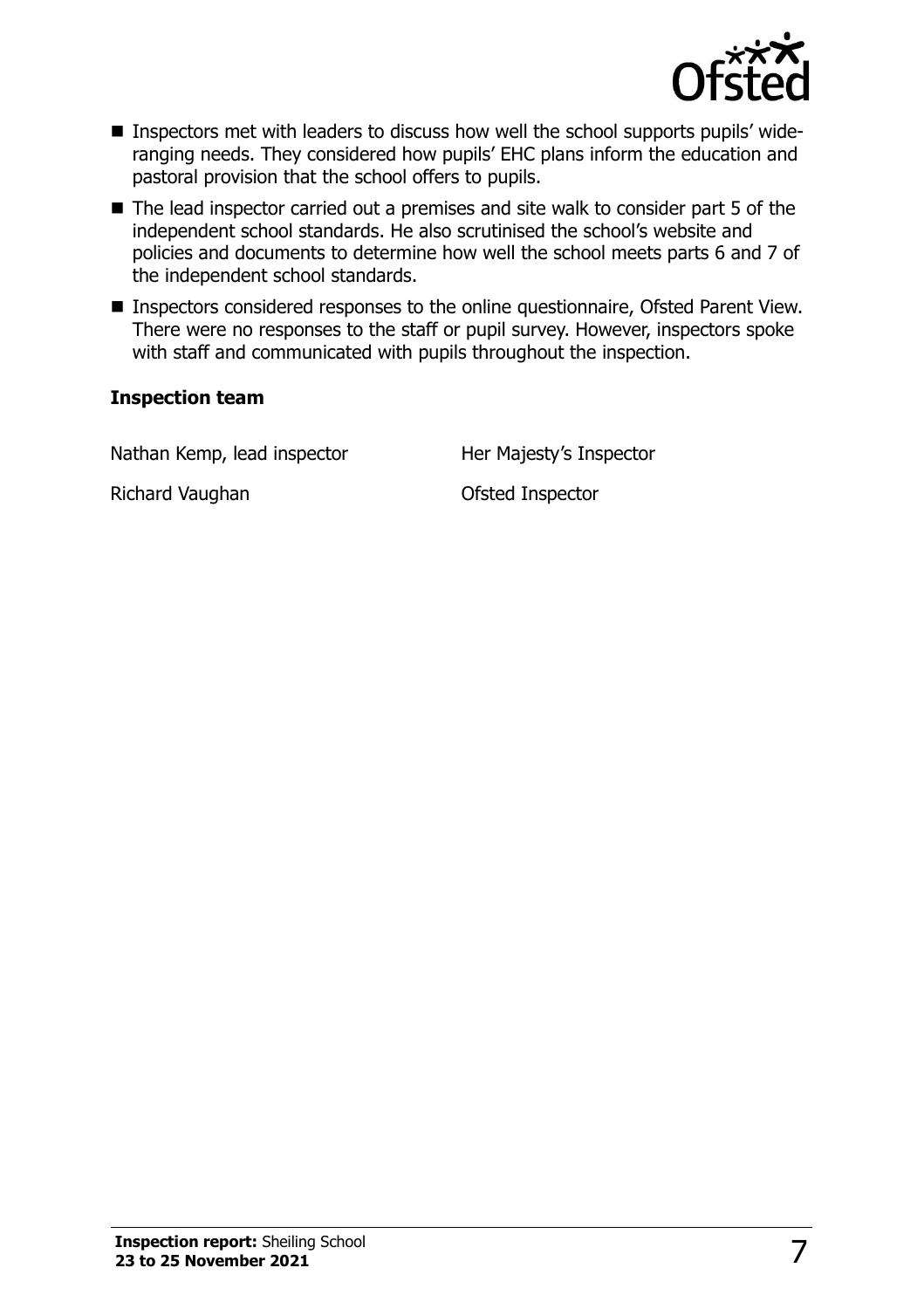- Inspectors met with leaders to discuss how well the school supports pupils' wide-ranging needs. They considered how pupils' EHC plans inform the education and pastoral provision that the school offers to pupils.
- The lead inspector carried out a premises and site walk to consider part 5 of the independent school standards. He also scrutinised the school's website and policies and documents to determine how well the school meets parts 6 and 7 of the independent school standards.
- Inspectors considered responses to the online questionnaire, Ofsted Parent View. There were no responses to the staff or pupil survey. However, inspectors spoke with staff and communicated with pupils throughout the inspection.

### Inspection team

| | |
|---|---|
| Nathan Kemp, lead inspector | Her Majesty's Inspector |
| Richard Vaughan | Ofsted Inspector |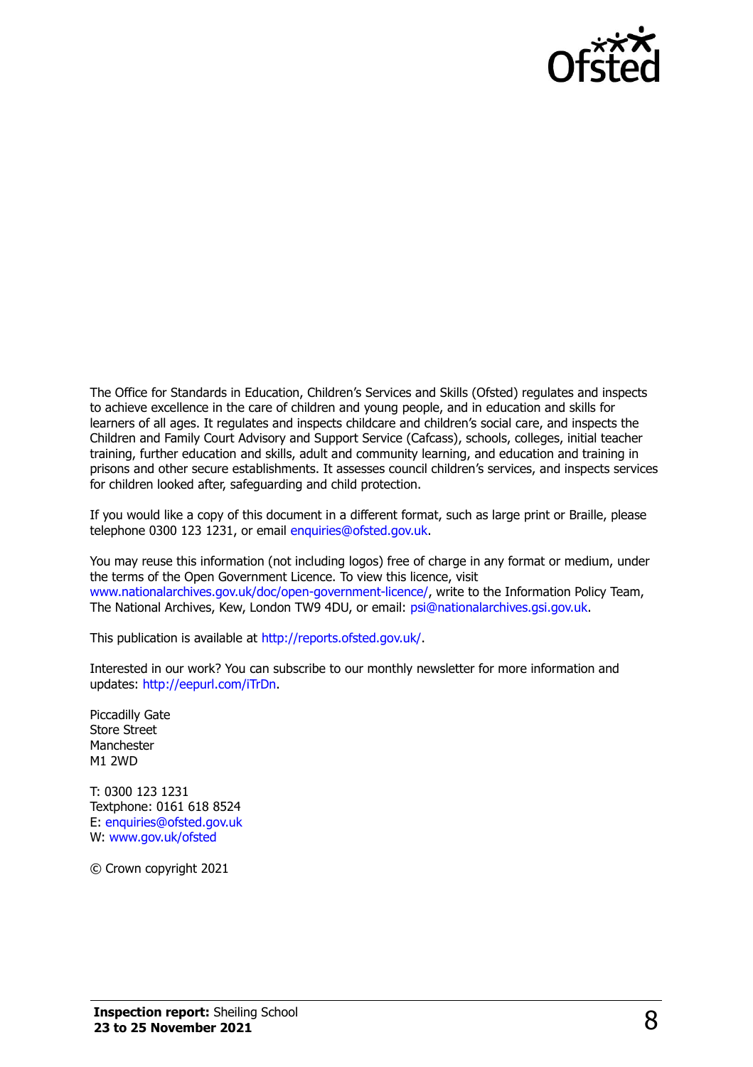The Office for Standards in Education, Children's Services and Skills (Ofsted) regulates and inspects to achieve excellence in the care of children and young people, and in education and skills for learners of all ages. It regulates and inspects childcare and children's social care, and inspects the Children and Family Court Advisory and Support Service (Cafcass), schools, colleges, initial teacher training, further education and skills, adult and community learning, and education and training in prisons and other secure establishments. It assesses council children's services, and inspects services for children looked after, safeguarding and child protection.

If you would like a copy of this document in a different format, such as large print or Braille, please telephone 0300 123 1231, or email enquiries@ofsted.gov.uk.

You may reuse this information (not including logos) free of charge in any format or medium, under the terms of the Open Government Licence. To view this licence, visit www.nationalarchives.gov.uk/doc/open-government-licence/, write to the Information Policy Team, The National Archives, Kew, London TW9 4DU, or email: psi@nationalarchives.gsi.gov.uk.

This publication is available at http://reports.ofsted.gov.uk/.

Interested in our work? You can subscribe to our monthly newsletter for more information and updates: http://eepurl.com/iTrDn.

Piccadilly Gate
Store Street
Manchester
M1 2WD

T: 0300 123 1231
Textphone: 0161 618 8524
E: enquiries@ofsted.gov.uk
W: www.gov.uk/ofsted

© Crown copyright 2021